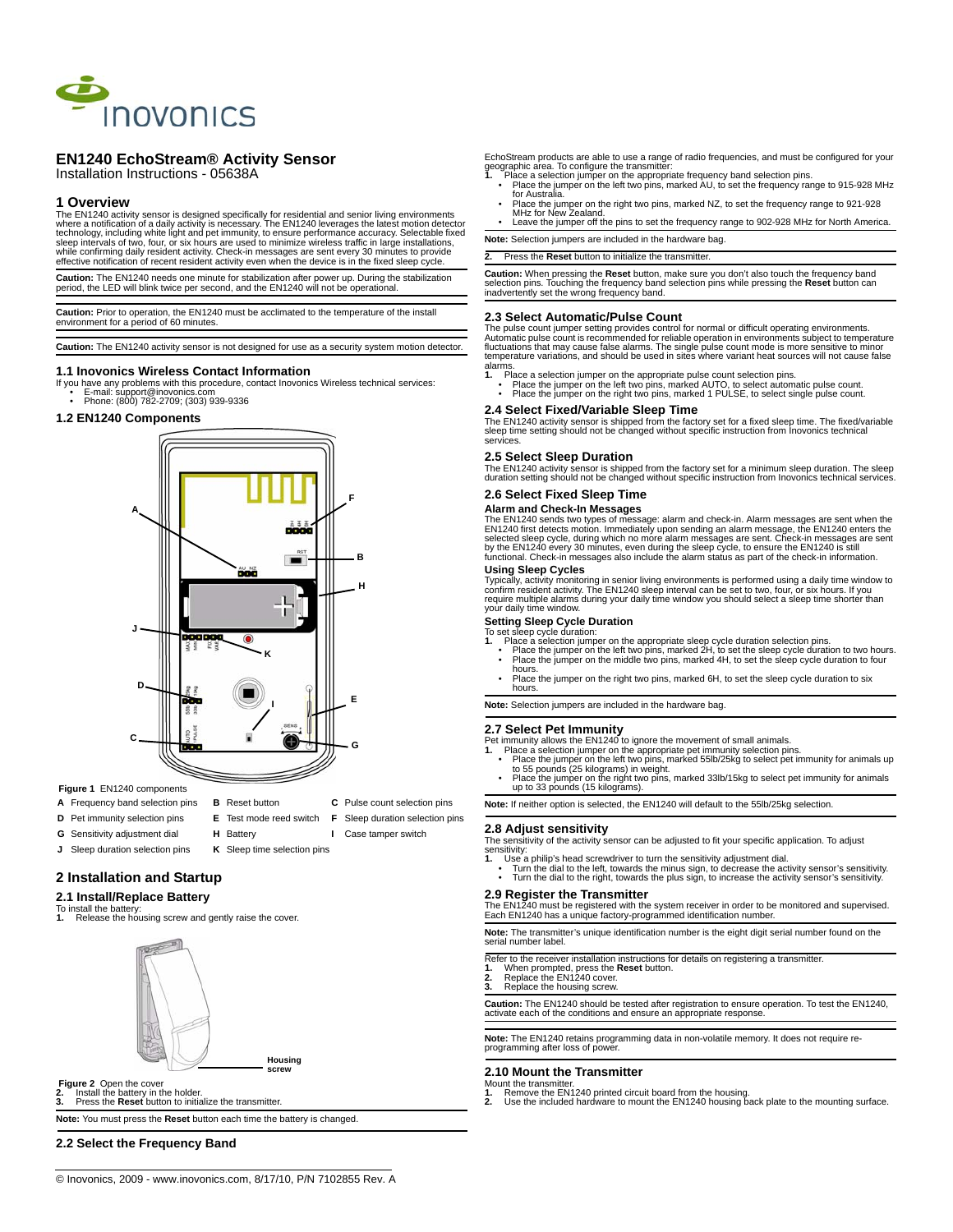# EN1240 EchoStream® Activity Sensor

Installation Instructions - 05638A

## 1 Overview

The EN1240 activity sensor is designed specifically for residential and senior living environments where a notification of a daily activity is necessary. The EN1240 leverages the latest motion detector technology, including white light and pet immunity, to ensure performance accuracy. Selectable fixed sleep intervals of two, four, or six hours are used to minimize wireless traffic in large installations, while confirming daily resident activity. Check-in messages are sent every 30 minutes to provide effective notification of recent resident activity even when the device is in the fixed sleep cycle.

**Caution:** The EN1240 needs one minute for stabilization after power up. During the stabilization period, the LED will blink twice per second, and the EN1240 will not be operational.

**Caution:** Prior to operation, the EN1240 must be acclimated to the temperature of the install environment for a period of 60 minutes.

**Caution:** The EN1240 activity sensor is not designed for use as a security system motion detector.

### 1.1 Inovonics Wireless Contact Information

If you have any problems with this procedure, contact Inovonics Wireless technical services:

- E-mail: support@inovonics.com
- Phone: (800) 782-2709; (303) 939-9336

### 1.2 EN1240 Components

**Figure 1** EN1240 components

| | | | | | |
|---|---|---|---|---|---|
| **A** | Frequency band selection pins | **B** | Reset button | **C** | Pulse count selection pins |
| **D** | Pet immunity selection pins | **E** | Test mode reed switch | **F** | Sleep duration selection pins |
| **G** | Sensitivity adjustment dial | **H** | Battery | **I** | Case tamper switch |
| **J** | Sleep duration selection pins | **K** | Sleep time selection pins | | |

## 2 Installation and Startup

### 2.1 Install/Replace Battery

To install the battery:

1. Release the housing screw and gently raise the cover.

Housing screw

**Figure 2** Open the cover

2. Install the battery in the holder.
3. Press the **Reset** button to initialize the transmitter.

**Note:** You must press the **Reset** button each time the battery is changed.

### 2.2 Select the Frequency Band

EchoStream products are able to use a range of radio frequencies, and must be configured for your geographic area. To configure the transmitter:

1. Place a selection jumper on the appropriate frequency band selection pins.
   - Place the jumper on the left two pins, marked AU, to set the frequency range to 915-928 MHz for Australia.
   - Place the jumper on the right two pins, marked NZ, to set the frequency range to 921-928 MHz for New Zealand.
   - Leave the jumper off the pins to set the frequency range to 902-928 MHz for North America.

**Note:** Selection jumpers are included in the hardware bag.

2. Press the **Reset** button to initialize the transmitter.

**Caution:** When pressing the **Reset** button, make sure you don't also touch the frequency band selection pins. Touching the frequency band selection pins while pressing the **Reset** button can inadvertently set the wrong frequency band.

### 2.3 Select Automatic/Pulse Count

The pulse count jumper setting provides control for normal or difficult operating environments. Automatic pulse count is recommended for reliable operation in environments subject to temperature fluctuations that may cause false alarms. The single pulse count mode is more sensitive to minor temperature variations, and should be used in sites where variant heat sources will not cause false alarms.

1. Place a selection jumper on the appropriate pulse count selection pins.
   - Place the jumper on the left two pins, marked AUTO, to select automatic pulse count.
   - Place the jumper on the right two pins, marked 1 PULSE, to select single pulse count.

### 2.4 Select Fixed/Variable Sleep Time

The EN1240 activity sensor is shipped from the factory set for a fixed sleep time. The fixed/variable sleep time setting should not be changed without specific instruction from Inovonics technical services.

### 2.5 Select Sleep Duration

The EN1240 activity sensor is shipped from the factory set for a minimum sleep duration. The sleep duration setting should not be changed without specific instruction from Inovonics technical services.

### 2.6 Select Fixed Sleep Time

#### Alarm and Check-In Messages

The EN1240 sends two types of message: alarm and check-in. Alarm messages are sent when the EN1240 first detects motion. Immediately upon sending an alarm message, the EN1240 enters the selected sleep cycle, during which no more alarm messages are sent. Check-in messages are sent by the EN1240 every 30 minutes, even during the sleep cycle, to ensure the EN1240 is still functional. Check-in messages also include the alarm status as part of the check-in information.

#### Using Sleep Cycles

Typically, activity monitoring in senior living environments is performed using a daily time window to confirm resident activity. The EN1240 sleep interval can be set to two, four, or six hours. If you require multiple alarms during your daily time window you should select a sleep time shorter than your daily time window.

#### Setting Sleep Cycle Duration

To set sleep cycle duration:

1. Place a selection jumper on the appropriate sleep cycle duration selection pins.
   - Place the jumper on the left two pins, marked 2H, to set the sleep cycle duration to two hours.
   - Place the jumper on the middle two pins, marked 4H, to set the sleep cycle duration to four hours.
   - Place the jumper on the right two pins, marked 6H, to set the sleep cycle duration to six hours.

**Note:** Selection jumpers are included in the hardware bag.

### 2.7 Select Pet Immunity

Pet immunity allows the EN1240 to ignore the movement of small animals.

1. Place a selection jumper on the appropriate pet immunity selection pins.
   - Place the jumper on the left two pins, marked 55lb/25kg to select pet immunity for animals up to 55 pounds (25 kilograms) in weight.
   - Place the jumper on the right two pins, marked 33lb/15kg to select pet immunity for animals up to 33 pounds (15 kilograms).

**Note:** If neither option is selected, the EN1240 will default to the 55lb/25kg selection.

### 2.8 Adjust sensitivity

The sensitivity of the activity sensor can be adjusted to fit your specific application. To adjust sensitivity:

1. Use a philip's head screwdriver to turn the sensitivity adjustment dial.
   - Turn the dial to the left, towards the minus sign, to decrease the activity sensor's sensitivity.
   - Turn the dial to the right, towards the plus sign, to increase the activity sensor's sensitivity.

### 2.9 Register the Transmitter

The EN1240 must be registered with the system receiver in order to be monitored and supervised. Each EN1240 has a unique factory-programmed identification number.

**Note:** The transmitter's unique identification number is the eight digit serial number found on the serial number label.

Refer to the receiver installation instructions for details on registering a transmitter.

1. When prompted, press the **Reset** button.
2. Replace the EN1240 cover.
3. Replace the housing screw.

**Caution:** The EN1240 should be tested after registration to ensure operation. To test the EN1240, activate each of the conditions and ensure an appropriate response.

**Note:** The EN1240 retains programming data in non-volatile memory. It does not require re-programming after loss of power.

### 2.10 Mount the Transmitter

Mount the transmitter.

1. Remove the EN1240 printed circuit board from the housing.
2. Use the included hardware to mount the EN1240 housing back plate to the mounting surface.

© Inovonics, 2009 - www.inovonics.com, 8/17/10, P/N 7102855 Rev. A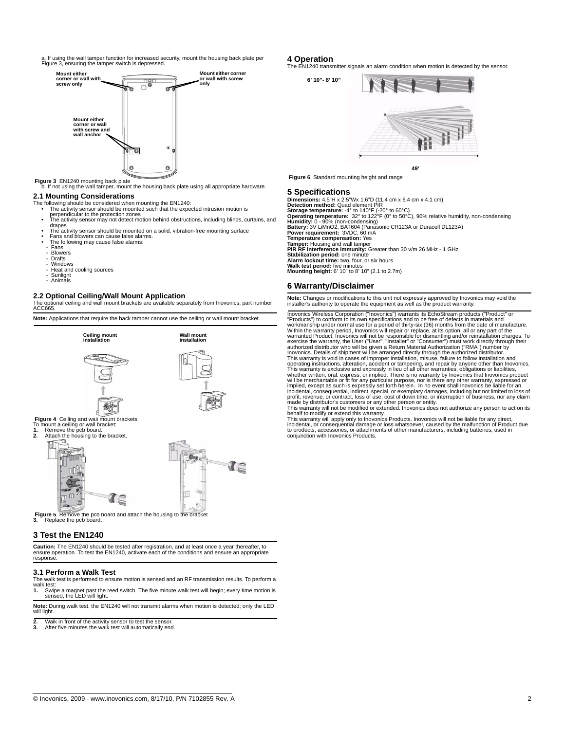a. If using the wall tamper function for increased security, mount the housing back plate per Figure 3, ensuring the tamper switch is depressed.

Mount either corner or wall with screw only

Mount either corner or wall with screw only

Mount either corner or wall with screw and wall anchor

**Figure 3** EN1240 mounting back plate

b. If not using the wall tamper, mount the housing back plate using all appropriate hardware.

### 2.1 Mounting Considerations

The following should be considered when mounting the EN1240:

- The activity sensor should be mounted such that the expected intrusion motion is perpendicular to the protection zones
- The activity sensor may not detect motion behind obstructions, including blinds, curtains, and drapes
- The activity sensor should be mounted on a solid, vibration-free mounting surface
- Fans and blowers can cause false alarms.
- The following may cause false alarms:
  - Fans
  - Blowers
  - Drafts
  - Windows
  - Heat and cooling sources
  - Sunlight
  - Animals

### 2.2 Optional Ceiling/Wall Mount Application

The optional ceiling and wall mount brackets are available separately from Inovonics, part number ACC665.

**Note:** Applications that require the back tamper cannot use the ceiling or wall mount bracket.

Ceiling mount installation

Wall mount installation

**Figure 4** Ceiling and wall mount brackets

To mount a ceiling or wall bracket:

1. Remove the pcb board.
2. Attach the housing to the bracket.

**Figure 5** Remove the pcb board and attach the housing to the bracket

3. Replace the pcb board.

## 3 Test the EN1240

**Caution:** The EN1240 should be tested after registration, and at least once a year thereafter, to ensure operation. To test the EN1240, activate each of the conditions and ensure an appropriate response.

### 3.1 Perform a Walk Test

The walk test is performed to ensure motion is sensed and an RF transmission results. To perform a walk test:

1. Swipe a magnet past the reed switch. The five minute walk test will begin; every time motion is sensed, the LED will light.

**Note:** During walk test, the EN1240 will not transmit alarms when motion is detected; only the LED will light.

2. Walk in front of the activity sensor to test the sensor.
3. After five minutes the walk test will automatically end.

## 4 Operation

The EN1240 transmitter signals an alarm condition when motion is detected by the sensor.

6' 10"- 8' 10"

49'

**Figure 6** Standard mounting height and range

## 5 Specifications

**Dimensions:** 4.5"H x 2.5"Wx 1.6"D (11.4 cm x 6.4 cm x 4.1 cm)
**Detection method:** Quad element PIR
**Storage temperature:** -4° to 140°F (-20° to 60°C)
**Operating temperature:** 32° to 122°F (0° to 50°C), 90% relative humidity, non-condensing
**Humidity:** 0 - 90% (non-condensing)
**Battery:** 3V LiMnO2, BAT604 (Panasonic CR123A or Duracell DL123A)
**Power requirement:** 3VDC, 60 mA
**Temperature compensation:** Yes
**Tamper:** Housing and wall tamper
**PIR RF interference immunity:** Greater than 30 v/m 26 MHz - 1 GHz
**Stabilization period:** one minute
**Alarm lockout time:** two, four, or six hours
**Walk test period:** five minutes
**Mounting height:** 6' 10" to 8' 10" (2.1 to 2.7m)

## 6 Warranty/Disclaimer

**Note:** Changes or modifications to this unit not expressly approved by Inovonics may void the installer's authority to operate the equipment as well as the product warranty.

Inovonics Wireless Corporation ("Inovonics") warrants its EchoStream products ("Product" or "Products") to conform to its own specifications and to be free of defects in materials and workmanship under normal use for a period of thirty-six (36) months from the date of manufacture. Within the warranty period, Inovonics will repair or replace, at its option, all or any part of the warranted Product. Inovonics will not be responsible for dismantling and/or reinstallation charges. To exercise the warranty, the User ("User", "Installer" or "Consumer") must work directly through their authorized distributor who will be given a Return Material Authorization ("RMA") number by Inovonics. Details of shipment will be arranged directly through the authorized distributor.
This warranty is void in cases of improper installation, misuse, failure to follow installation and operating instructions, alteration, accident or tampering, and repair by anyone other than Inovonics.
This warranty is exclusive and expressly in lieu of all other warranties, obligations or liabilities, whether written, oral, express, or implied. There is no warranty by Inovonics that Inovonics product will be merchantable or fit for any particular purpose, nor is there any other warranty, expressed or implied, except as such is expressly set forth herein. In no event shall Inovonics be liable for an incidental, consequential, indirect, special, or exemplary damages, including but not limited to loss of profit, revenue, or contract, loss of use, cost of down time, or interruption of business, nor any claim made by distributor's customers or any other person or entity.
This warranty will not be modified or extended. Inovonics does not authorize any person to act on its behalf to modify or extend this warranty.
This warranty will apply only to Inovonics Products. Inovonics will not be liable for any direct, incidental, or consequential damage or loss whatsoever, caused by the malfunction of Product due to products, accessories, or attachments of other manufacturers, including batteries, used in conjunction with Inovonics Products.

© Inovonics, 2009 - www.inovonics.com, 8/17/10, P/N 7102855 Rev. A